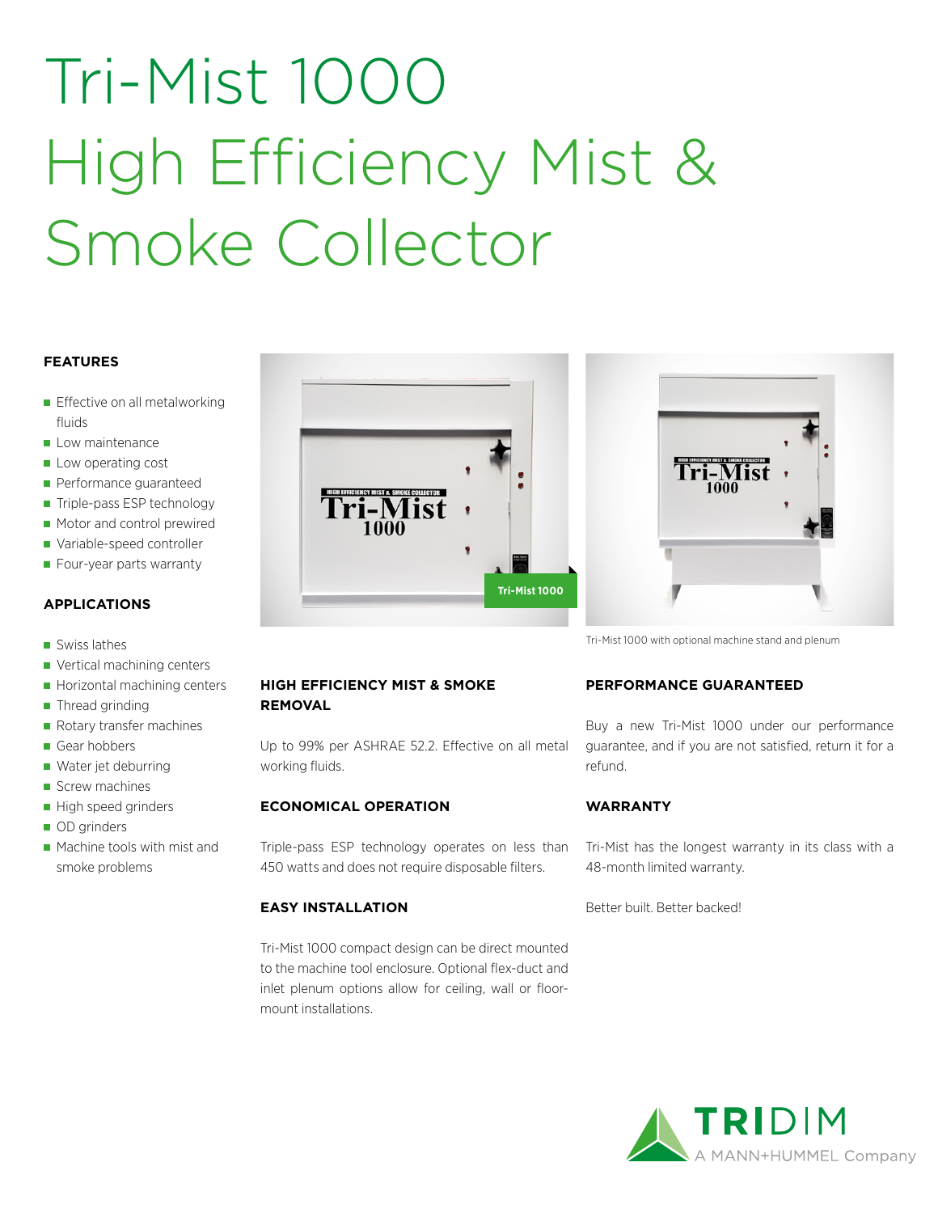# Tri-Mist 1000
# High Efficiency Mist & Smoke Collector

### FEATURES

- Effective on all metalworking fluids
- Low maintenance
- Low operating cost
- Performance guaranteed
- Triple-pass ESP technology
- Motor and control prewired
- Variable-speed controller
- Four-year parts warranty

### APPLICATIONS

- Swiss lathes
- Vertical machining centers
- Horizontal machining centers
- Thread grinding
- Rotary transfer machines
- Gear hobbers
- Water jet deburring
- Screw machines
- High speed grinders
- OD grinders
- Machine tools with mist and smoke problems

Tri-Mist 1000

Tri-Mist 1000 with optional machine stand and plenum

### HIGH EFFICIENCY MIST & SMOKE REMOVAL

Up to 99% per ASHRAE 52.2. Effective on all metal working fluids.

### ECONOMICAL OPERATION

Triple-pass ESP technology operates on less than 450 watts and does not require disposable filters.

### EASY INSTALLATION

Tri-Mist 1000 compact design can be direct mounted to the machine tool enclosure. Optional flex-duct and inlet plenum options allow for ceiling, wall or floor-mount installations.

### PERFORMANCE GUARANTEED

Buy a new Tri-Mist 1000 under our performance guarantee, and if you are not satisfied, return it for a refund.

### WARRANTY

Tri-Mist has the longest warranty in its class with a 48-month limited warranty.

Better built. Better backed!

TRIDIM
A MANN+HUMMEL Company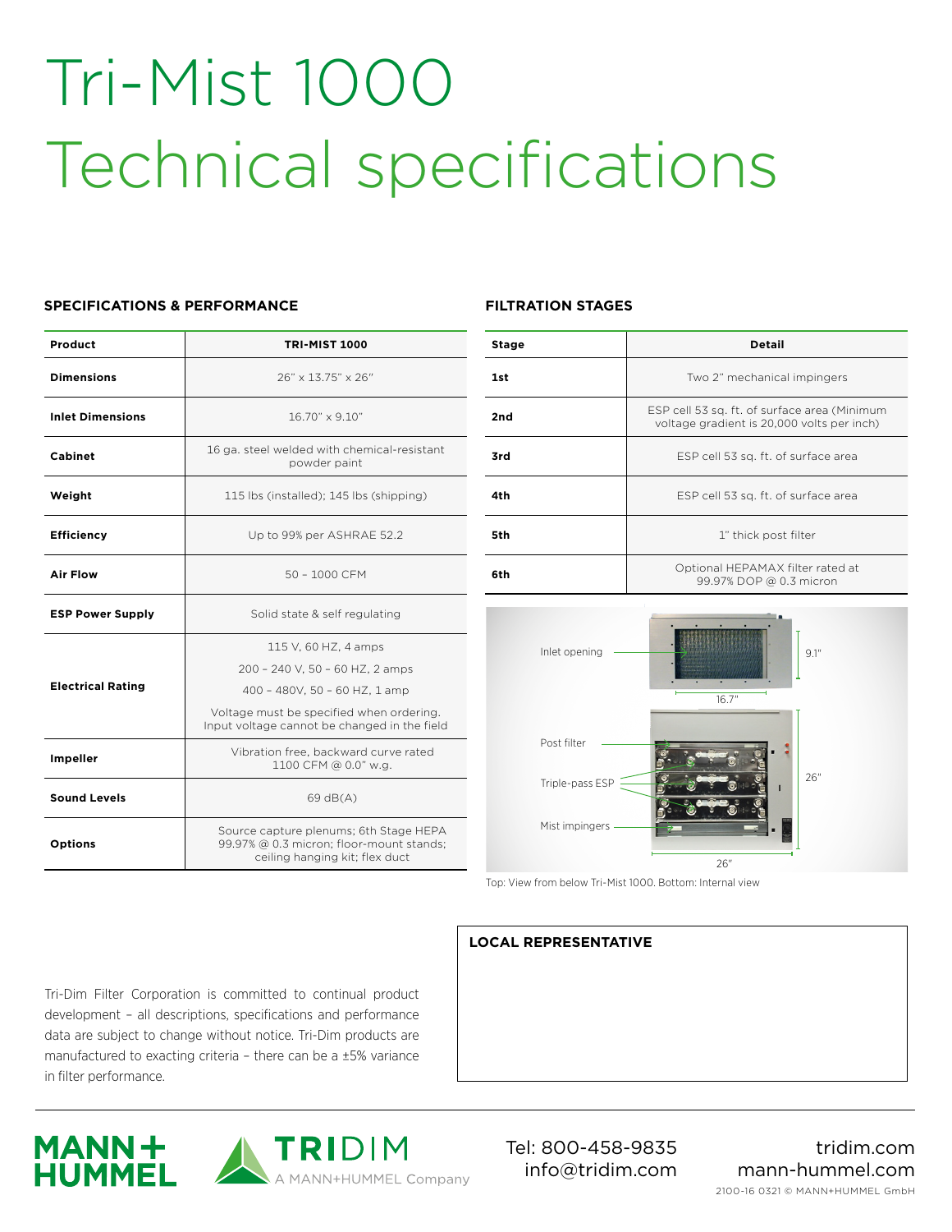# Tri-Mist 1000
# Technical specifications

### SPECIFICATIONS & PERFORMANCE

| Product | TRI-MIST 1000 |
|---|---|
| Dimensions | 26" x 13.75" x 26" |
| Inlet Dimensions | 16.70" x 9.10" |
| Cabinet | 16 ga. steel welded with chemical-resistant powder paint |
| Weight | 115 lbs (installed); 145 lbs (shipping) |
| Efficiency | Up to 99% per ASHRAE 52.2 |
| Air Flow | 50 – 1000 CFM |
| ESP Power Supply | Solid state & self regulating |
| Electrical Rating | 115 V, 60 HZ, 4 amps<br>200 – 240 V, 50 – 60 HZ, 2 amps<br>400 – 480V, 50 – 60 HZ, 1 amp<br>Voltage must be specified when ordering. Input voltage cannot be changed in the field |
| Impeller | Vibration free, backward curve rated 1100 CFM @ 0.0" w.g. |
| Sound Levels | 69 dB(A) |
| Options | Source capture plenums; 6th Stage HEPA 99.97% @ 0.3 micron; floor-mount stands; ceiling hanging kit; flex duct |

### FILTRATION STAGES

| Stage | Detail |
|---|---|
| 1st | Two 2" mechanical impingers |
| 2nd | ESP cell 53 sq. ft. of surface area (Minimum voltage gradient is 20,000 volts per inch) |
| 3rd | ESP cell 53 sq. ft. of surface area |
| 4th | ESP cell 53 sq. ft. of surface area |
| 5th | 1" thick post filter |
| 6th | Optional HEPAMAX filter rated at 99.97% DOP @ 0.3 micron |

Inlet opening
9.1"
16.7"
Post filter
Triple-pass ESP
Mist impingers
26"
26"

Top: View from below Tri-Mist 1000. Bottom: Internal view

Tri-Dim Filter Corporation is committed to continual product development – all descriptions, specifications and performance data are subject to change without notice. Tri-Dim products are manufactured to exacting criteria – there can be a ±5% variance in filter performance.

**LOCAL REPRESENTATIVE**

MANN+HUMMEL

TRIDIM
A MANN+HUMMEL Company

Tel: 800-458-9835
info@tridim.com

tridim.com
mann-hummel.com

2100-16 0321 © MANN+HUMMEL GmbH